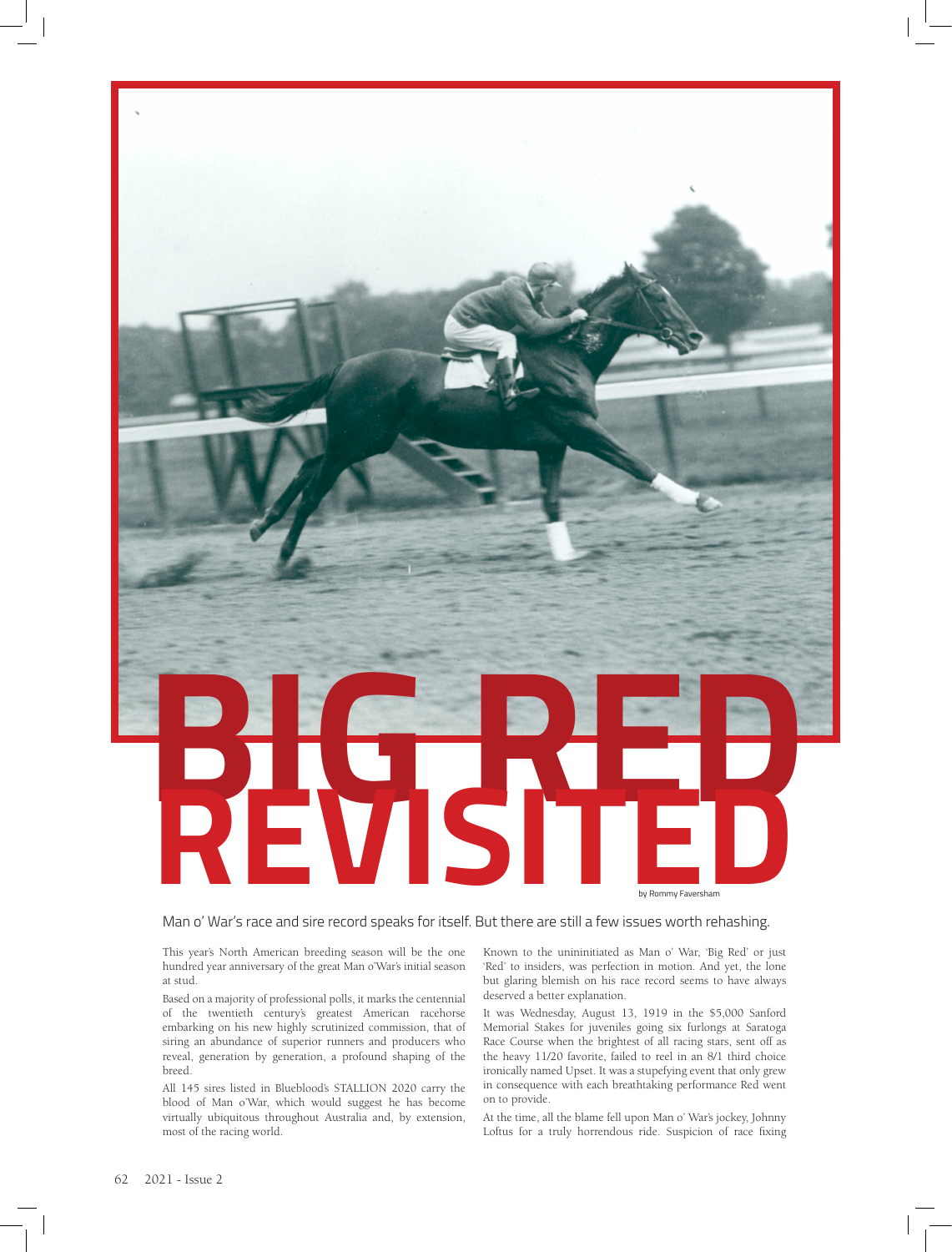# BIG RED REVISITED

by Rommy Faversham

Man o' War's race and sire record speaks for itself. But there are still a few issues worth rehashing.

This year's North American breeding season will be the one hundred year anniversary of the great Man o'War's initial season at stud.

Based on a majority of professional polls, it marks the centennial of the twentieth century's greatest American racehorse embarking on his new highly scrutinized commission, that of siring an abundance of superior runners and producers who reveal, generation by generation, a profound shaping of the breed.

All 145 sires listed in Blueblood's STALLION 2020 carry the blood of Man o'War, which would suggest he has become virtually ubiquitous throughout Australia and, by extension, most of the racing world.

Known to the unininitiated as Man o' War, 'Big Red' or just 'Red' to insiders, was perfection in motion. And yet, the lone but glaring blemish on his race record seems to have always deserved a better explanation.

It was Wednesday, August 13, 1919 in the $5,000 Sanford Memorial Stakes for juveniles going six furlongs at Saratoga Race Course when the brightest of all racing stars, sent off as the heavy 11/20 favorite, failed to reel in an 8/1 third choice ironically named Upset. It was a stupefying event that only grew in consequence with each breathtaking performance Red went on to provide.

At the time, all the blame fell upon Man o' War's jockey, Johnny Loftus for a truly horrendous ride. Suspicion of race fixing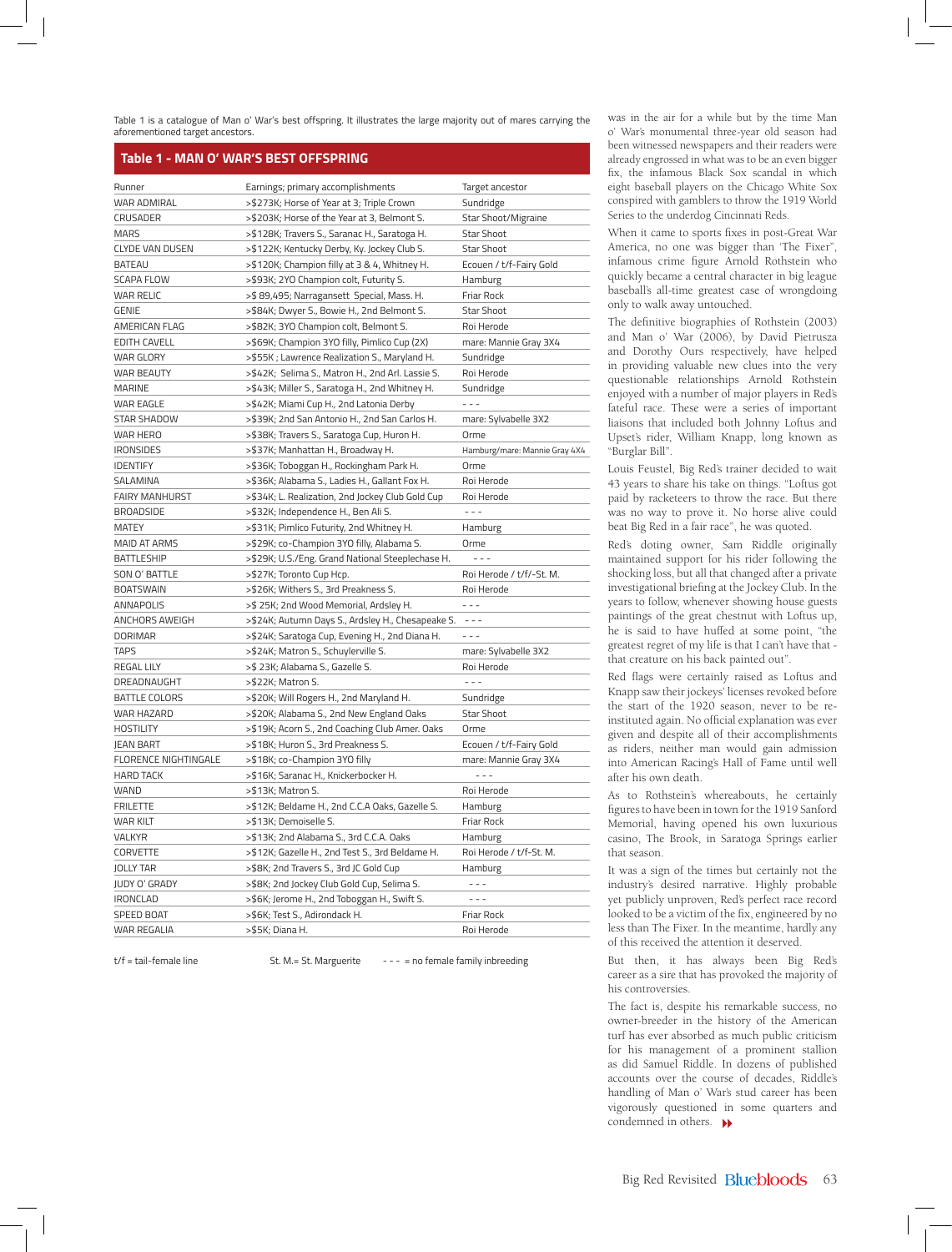Table 1 is a catalogue of Man o' War's best offspring. It illustrates the large majority out of mares carrying the aforementioned target ancestors.

## Table 1 - MAN O' WAR'S BEST OFFSPRING

| Runner | Earnings; primary accomplishments | Target ancestor |
|---|---|---|
| WAR ADMIRAL | >$273K; Horse of Year at 3; Triple Crown | Sundridge |
| CRUSADER | >$203K; Horse of the Year at 3, Belmont S. | Star Shoot/Migraine |
| MARS | >$128K; Travers S., Saranac H., Saratoga H. | Star Shoot |
| CLYDE VAN DUSEN | >$122K; Kentucky Derby, Ky. Jockey Club S. | Star Shoot |
| BATEAU | >$120K; Champion filly at 3 & 4, Whitney H. | Ecouen / t/f-Fairy Gold |
| SCAPA FLOW | >$93K; 2YO Champion colt, Futurity S. | Hamburg |
| WAR RELIC | >$ 89,495; Narragansett Special, Mass. H. | Friar Rock |
| GENIE | >$84K; Dwyer S., Bowie H., 2nd Belmont S. | Star Shoot |
| AMERICAN FLAG | >$82K; 3YO Champion colt, Belmont S. | Roi Herode |
| EDITH CAVELL | >$69K; Champion 3YO filly, Pimlico Cup (2X) | mare: Mannie Gray 3X4 |
| WAR GLORY | >$55K ; Lawrence Realization S., Maryland H. | Sundridge |
| WAR BEAUTY | >$42K; Selima S., Matron H., 2nd Arl. Lassie S. | Roi Herode |
| MARINE | >$43K; Miller S., Saratoga H., 2nd Whitney H. | Sundridge |
| WAR EAGLE | >$42K; Miami Cup H., 2nd Latonia Derby | - - - |
| STAR SHADOW | >$39K; 2nd San Antonio H., 2nd San Carlos H. | mare: Sylvabelle 3X2 |
| WAR HERO | >$38K; Travers S., Saratoga Cup, Huron H. | Orme |
| IRONSIDES | >$37K; Manhattan H., Broadway H. | Hamburg/mare: Mannie Gray 4X4 |
| IDENTIFY | >$36K; Toboggan H., Rockingham Park H. | Orme |
| SALAMINA | >$36K; Alabama S., Ladies H., Gallant Fox H. | Roi Herode |
| FAIRY MANHURST | >$34K; L. Realization, 2nd Jockey Club Gold Cup | Roi Herode |
| BROADSIDE | >$32K; Independence H., Ben Ali S. | - - - |
| MATEY | >$31K; Pimlico Futurity, 2nd Whitney H. | Hamburg |
| MAID AT ARMS | >$29K; co-Champion 3YO filly, Alabama S. | Orme |
| BATTLESHIP | >$29K; U.S./Eng. Grand National Steeplechase H. | - - - |
| SON O' BATTLE | >$27K; Toronto Cup Hcp. | Roi Herode / t/f/-St. M. |
| BOATSWAIN | >$26K; Withers S., 3rd Preakness S. | Roi Herode |
| ANNAPOLIS | >$ 25K; 2nd Wood Memorial, Ardsley H. | - - - |
| ANCHORS AWEIGH | >$24K; Autumn Days S., Ardsley H., Chesapeake S. | - - - |
| DORIMAR | >$24K; Saratoga Cup, Evening H., 2nd Diana H. | - - - |
| TAPS | >$24K; Matron S., Schuylerville S. | mare: Sylvabelle 3X2 |
| REGAL LILY | >$ 23K; Alabama S., Gazelle S. | Roi Herode |
| DREADNAUGHT | >$22K; Matron S. | - - - |
| BATTLE COLORS | >$20K; Will Rogers H., 2nd Maryland H. | Sundridge |
| WAR HAZARD | >$20K; Alabama S., 2nd New England Oaks | Star Shoot |
| HOSTILITY | >$19K; Acorn S., 2nd Coaching Club Amer. Oaks | Orme |
| JEAN BART | >$18K; Huron S., 3rd Preakness S. | Ecouen / t/f-Fairy Gold |
| FLORENCE NIGHTINGALE | >$18K; co-Champion 3YO filly | mare: Mannie Gray 3X4 |
| HARD TACK | >$16K; Saranac H., Knickerbocker H. | - - - |
| WAND | >$13K; Matron S. | Roi Herode |
| FRILETTE | >$12K; Beldame H., 2nd C.C.A Oaks, Gazelle S. | Hamburg |
| WAR KILT | >$13K; Demoiselle S. | Friar Rock |
| VALKYR | >$13K; 2nd Alabama S., 3rd C.C.A. Oaks | Hamburg |
| CORVETTE | >$12K; Gazelle H., 2nd Test S., 3rd Beldame H. | Roi Herode / t/f-St. M. |
| JOLLY TAR | >$8K; 2nd Travers S., 3rd JC Gold Cup | Hamburg |
| JUDY O' GRADY | >$8K; 2nd Jockey Club Gold Cup, Selima S. | - - - |
| IRONCLAD | >$6K; Jerome H., 2nd Toboggan H., Swift S. | - - - |
| SPEED BOAT | >$6K; Test S., Adirondack H. | Friar Rock |
| WAR REGALIA | >$5K; Diana H. | Roi Herode |

t/f = tail-female line St. M.= St. Marguerite - - - = no female family inbreeding

was in the air for a while but by the time Man o' War's monumental three-year old season had been witnessed newspapers and their readers were already engrossed in what was to be an even bigger fix, the infamous Black Sox scandal in which eight baseball players on the Chicago White Sox conspired with gamblers to throw the 1919 World Series to the underdog Cincinnati Reds.

When it came to sports fixes in post-Great War America, no one was bigger than 'The Fixer", infamous crime figure Arnold Rothstein who quickly became a central character in big league baseball's all-time greatest case of wrongdoing only to walk away untouched.

The definitive biographies of Rothstein (2003) and Man o' War (2006), by David Pietrusza and Dorothy Ours respectively, have helped in providing valuable new clues into the very questionable relationships Arnold Rothstein enjoyed with a number of major players in Red's fateful race. These were a series of important liaisons that included both Johnny Loftus and Upset's rider, William Knapp, long known as "Burglar Bill".

Louis Feustel, Big Red's trainer decided to wait 43 years to share his take on things. "Loftus got paid by racketeers to throw the race. But there was no way to prove it. No horse alive could beat Big Red in a fair race", he was quoted.

Red's doting owner, Sam Riddle originally maintained support for his rider following the shocking loss, but all that changed after a private investigational briefing at the Jockey Club. In the years to follow, whenever showing house guests paintings of the great chestnut with Loftus up, he is said to have huffed at some point, "the greatest regret of my life is that I can't have that - that creature on his back painted out".

Red flags were certainly raised as Loftus and Knapp saw their jockeys' licenses revoked before the start of the 1920 season, never to be re-instituted again. No official explanation was ever given and despite all of their accomplishments as riders, neither man would gain admission into American Racing's Hall of Fame until well after his own death.

As to Rothstein's whereabouts, he certainly figures to have been in town for the 1919 Sanford Memorial, having opened his own luxurious casino, The Brook, in Saratoga Springs earlier that season.

It was a sign of the times but certainly not the industry's desired narrative. Highly probable yet publicly unproven, Red's perfect race record looked to be a victim of the fix, engineered by no less than The Fixer. In the meantime, hardly any of this received the attention it deserved.

But then, it has always been Big Red's career as a sire that has provoked the majority of his controversies.

The fact is, despite his remarkable success, no owner-breeder in the history of the American turf has ever absorbed as much public criticism for his management of a prominent stallion as did Samuel Riddle. In dozens of published accounts over the course of decades, Riddle's handling of Man o' War's stud career has been vigorously questioned in some quarters and condemned in others.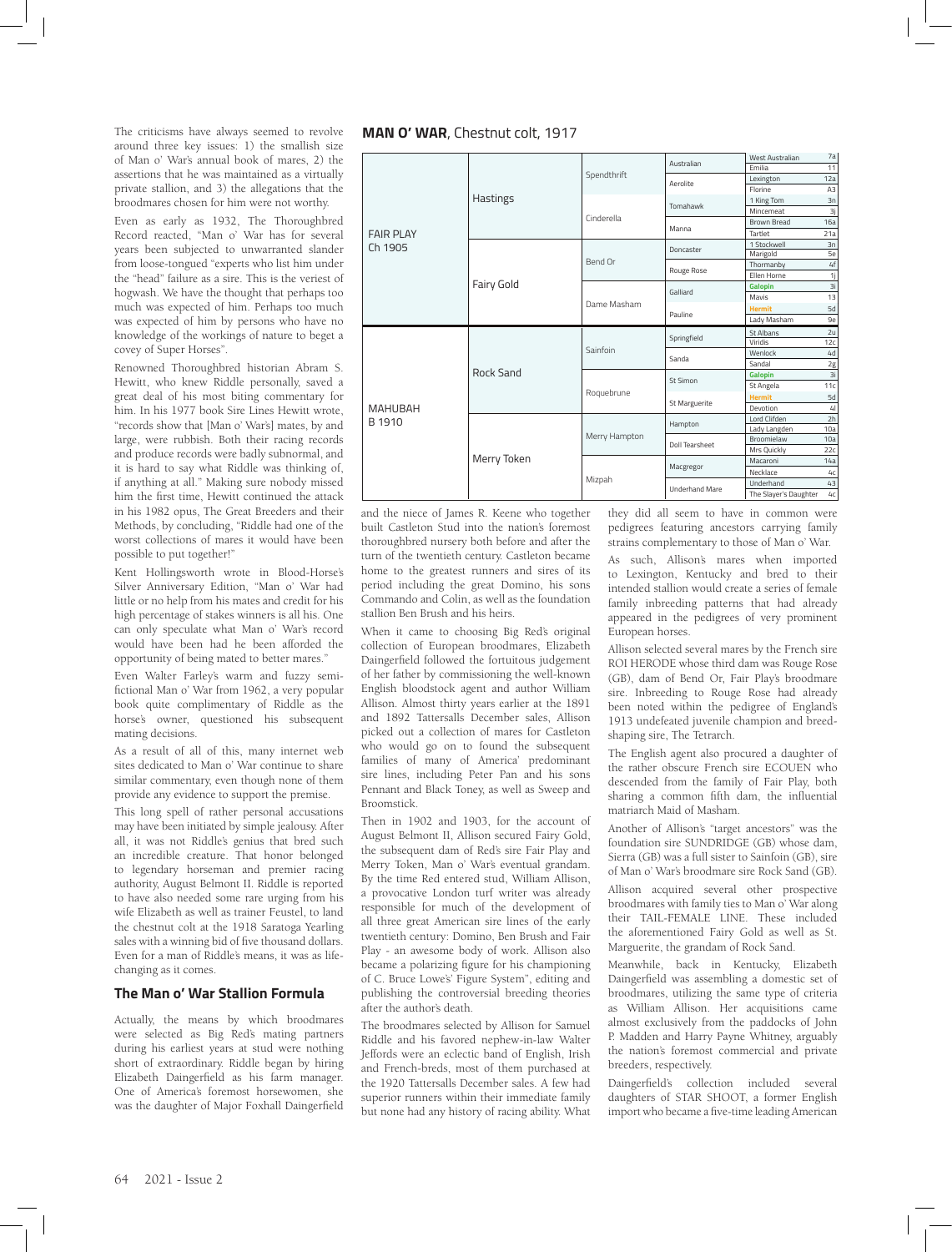The criticisms have always seemed to revolve around three key issues: 1) the smallish size of Man o' War's annual book of mares, 2) the assertions that he was maintained as a virtually private stallion, and 3) the allegations that the broodmares chosen for him were not worthy.

Even as early as 1932, The Thoroughbred Record reacted, "Man o' War has for several years been subjected to unwarranted slander from loose-tongued "experts who list him under the "head" failure as a sire. This is the veriest of hogwash. We have the thought that perhaps too much was expected of him. Perhaps too much was expected of him by persons who have no knowledge of the workings of nature to beget a covey of Super Horses".

Renowned Thoroughbred historian Abram S. Hewitt, who knew Riddle personally, saved a great deal of his most biting commentary for him. In his 1977 book Sire Lines Hewitt wrote, "records show that [Man o' War's] mates, by and large, were rubbish. Both their racing records and produce records were badly subnormal, and it is hard to say what Riddle was thinking of, if anything at all." Making sure nobody missed him the first time, Hewitt continued the attack in his 1982 opus, The Great Breeders and their Methods, by concluding, "Riddle had one of the worst collections of mares it would have been possible to put together!"

Kent Hollingsworth wrote in Blood-Horse's Silver Anniversary Edition, "Man o' War had little or no help from his mates and credit for his high percentage of stakes winners is all his. One can only speculate what Man o' War's record would have been had he been afforded the opportunity of being mated to better mares."

Even Walter Farley's warm and fuzzy semi-fictional Man o' War from 1962, a very popular book quite complimentary of Riddle as the horse's owner, questioned his subsequent mating decisions.

As a result of all of this, many internet web sites dedicated to Man o' War continue to share similar commentary, even though none of them provide any evidence to support the premise.

This long spell of rather personal accusations may have been initiated by simple jealousy. After all, it was not Riddle's genius that bred such an incredible creature. That honor belonged to legendary horseman and premier racing authority, August Belmont II. Riddle is reported to have also needed some rare urging from his wife Elizabeth as well as trainer Feustel, to land the chestnut colt at the 1918 Saratoga Yearling sales with a winning bid of five thousand dollars. Even for a man of Riddle's means, it was as life-changing as it comes.

## The Man o' War Stallion Formula

Actually, the means by which broodmares were selected as Big Red's mating partners during his earliest years at stud were nothing short of extraordinary. Riddle began by hiring Elizabeth Daingerfield as his farm manager. One of America's foremost horsewomen, she was the daughter of Major Foxhall Daingerfield and the niece of James R. Keene who together built Castleton Stud into the nation's foremost thoroughbred nursery both before and after the turn of the twentieth century. Castleton became home to the greatest runners and sires of its period including the great Domino, his sons Commando and Colin, as well as the foundation stallion Ben Brush and his heirs.

When it came to choosing Big Red's original collection of European broodmares, Elizabeth Daingerfield followed the fortuitous judgement of her father by commissioning the well-known English bloodstock agent and author William Allison. Almost thirty years earlier at the 1891 and 1892 Tattersalls December sales, Allison picked out a collection of mares for Castleton who would go on to found the subsequent families of many of America' predominant sire lines, including Peter Pan and his sons Pennant and Black Toney, as well as Sweep and Broomstick.

Then in 1902 and 1903, for the account of August Belmont II, Allison secured Fairy Gold, the subsequent dam of Red's sire Fair Play and Merry Token, Man o' War's eventual grandam. By the time Red entered stud, William Allison, a provocative London turf writer was already responsible for much of the development of all three great American sire lines of the early twentieth century: Domino, Ben Brush and Fair Play - an awesome body of work. Allison also became a polarizing figure for his championing of C. Bruce Lowe's' Figure System", editing and publishing the controversial breeding theories after the author's death.

The broodmares selected by Allison for Samuel Riddle and his favored nephew-in-law Walter Jeffords were an eclectic band of English, Irish and French-breds, most of them purchased at the 1920 Tattersalls December sales. A few had superior runners within their immediate family but none had any history of racing ability. What they did all seem to have in common were pedigrees featuring ancestors carrying family strains complementary to those of Man o' War.

As such, Allison's mares when imported to Lexington, Kentucky and bred to their intended stallion would create a series of female family inbreeding patterns that had already appeared in the pedigrees of very prominent European horses.

Allison selected several mares by the French sire ROI HERODE whose third dam was Rouge Rose (GB), dam of Bend Or, Fair Play's broodmare sire. Inbreeding to Rouge Rose had already been noted within the pedigree of England's 1913 undefeated juvenile champion and breed-shaping sire, The Tetrarch.

The English agent also procured a daughter of the rather obscure French sire ECOUEN who descended from the family of Fair Play, both sharing a common fifth dam, the influential matriarch Maid of Masham.

Another of Allison's "target ancestors" was the foundation sire SUNDRIDGE (GB) whose dam, Sierra (GB) was a full sister to Sainfoin (GB), sire of Man o' War's broodmare sire Rock Sand (GB).

Allison acquired several other prospective broodmares with family ties to Man o' War along their TAIL-FEMALE LINE. These included the aforementioned Fairy Gold as well as St. Marguerite, the grandam of Rock Sand.

Meanwhile, back in Kentucky, Elizabeth Daingerfield was assembling a domestic set of broodmares, utilizing the same type of criteria as William Allison. Her acquisitions came almost exclusively from the paddocks of John P. Madden and Harry Payne Whitney, arguably the nation's foremost commercial and private breeders, respectively.

Daingerfield's collection included several daughters of STAR SHOOT, a former English import who became a five-time leading American

**MAN O' WAR**, Chestnut colt, 1917

| | | | | | |
|---|---|---|---|---|---|
| FAIR PLAY Ch 1905 | Hastings | Spendthrift | Australian | West Australian | 7a |
| | | | | Emilia | 11 |
| | | | Aerolite | Lexington | 12a |
| | | | | Florine | A3 |
| | | Cinderella | Tomahawk | 1 King Tom | 3n |
| | | | | Mincemeat | 3j |
| | | | Manna | Brown Bread | 16a |
| | | | | Tartlet | 21a |
| | Fairy Gold | Bend Or | Doncaster | 1 Stockwell | 3n |
| | | | | Marigold | 5e |
| | | | Rouge Rose | Thormanby | 4f |
| | | | | Ellen Horne | 1j |
| | | Dame Masham | Galliard | Galopin | 3i |
| | | | | Mavis | 13 |
| | | | Pauline | Hermit | 5d |
| | | | | Lady Masham | 9e |
| MAHUBAH B 1910 | Rock Sand | Sainfoin | Springfield | St Albans | 2u |
| | | | | Viridis | 12c |
| | | | Sanda | Wenlock | 4d |
| | | | | Sandal | 2g |
| | | Roquebrune | St Simon | Galopin | 3i |
| | | | | St Angela | 11c |
| | | | St Marguerite | Hermit | 5d |
| | | | | Devotion | 4l |
| | Merry Token | Merry Hampton | Hampton | Lord Clifden | 2h |
| | | | | Lady Langden | 10a |
| | | | Doll Tearsheet | Broomielaw | 10a |
| | | | | Mrs Quickly | 22c |
| | | Mizpah | Macgregor | Macaroni | 14a |
| | | | | Necklace | 4c |
| | | | Underhand Mare | Underhand | 43 |
| | | | | The Slayer's Daughter | 4c |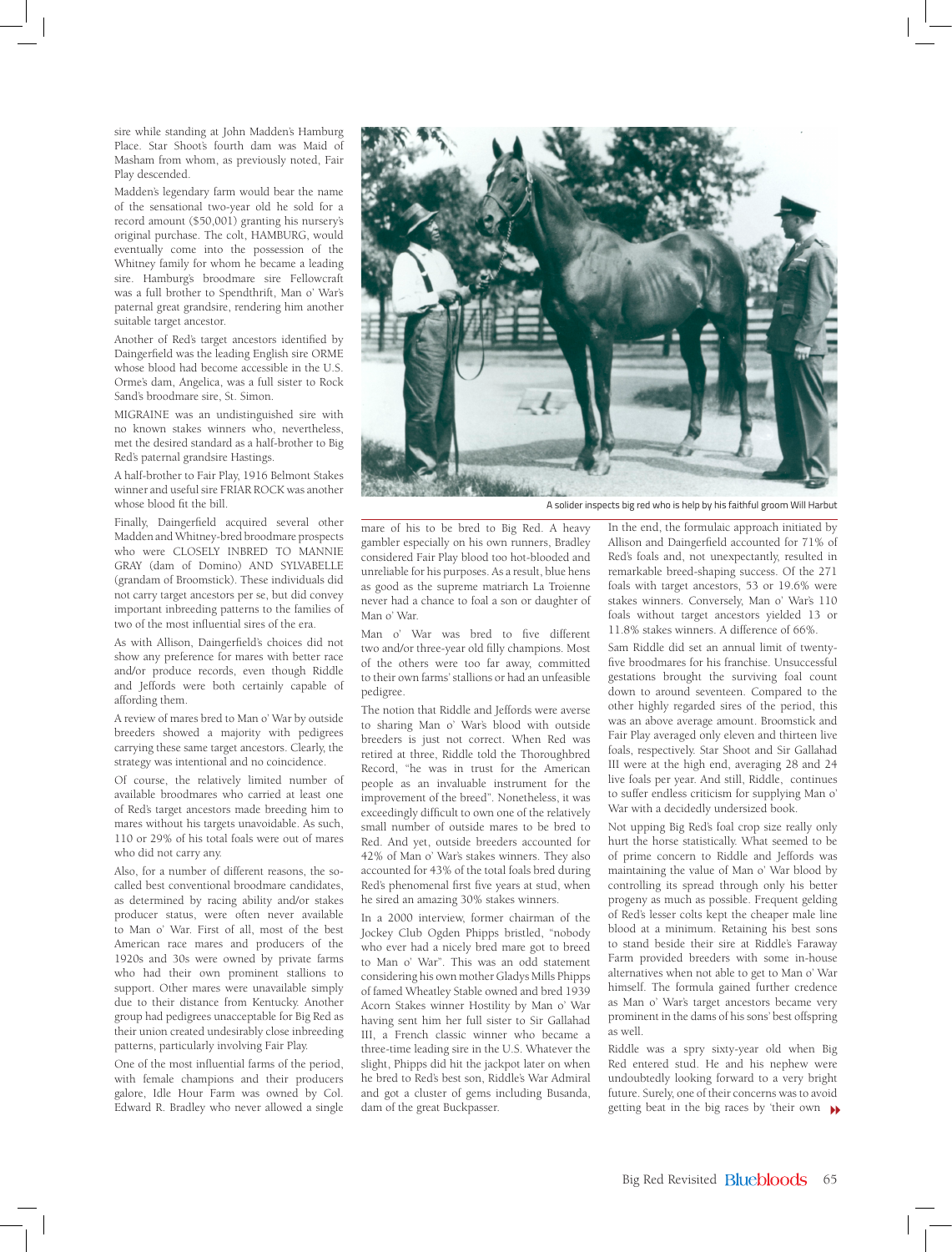sire while standing at John Madden's Hamburg Place. Star Shoot's fourth dam was Maid of Masham from whom, as previously noted, Fair Play descended.

Madden's legendary farm would bear the name of the sensational two-year old he sold for a record amount ($50,001) granting his nursery's original purchase. The colt, HAMBURG, would eventually come into the possession of the Whitney family for whom he became a leading sire. Hamburg's broodmare sire Fellowcraft was a full brother to Spendthrift, Man o' War's paternal great grandsire, rendering him another suitable target ancestor.

Another of Red's target ancestors identified by Daingerfield was the leading English sire ORME whose blood had become accessible in the U.S. Orme's dam, Angelica, was a full sister to Rock Sand's broodmare sire, St. Simon.

MIGRAINE was an undistinguished sire with no known stakes winners who, nevertheless, met the desired standard as a half-brother to Big Red's paternal grandsire Hastings.

A half-brother to Fair Play, 1916 Belmont Stakes winner and useful sire FRIAR ROCK was another whose blood fit the bill.

Finally, Daingerfield acquired several other Madden and Whitney-bred broodmare prospects who were CLOSELY INBRED TO MANNIE GRAY (dam of Domino) AND SYLVABELLE (grandam of Broomstick). These individuals did not carry target ancestors per se, but did convey important inbreeding patterns to the families of two of the most influential sires of the era.

As with Allison, Daingerfield's choices did not show any preference for mares with better race and/or produce records, even though Riddle and Jeffords were both certainly capable of affording them.

A review of mares bred to Man o' War by outside breeders showed a majority with pedigrees carrying these same target ancestors. Clearly, the strategy was intentional and no coincidence.

Of course, the relatively limited number of available broodmares who carried at least one of Red's target ancestors made breeding him to mares without his targets unavoidable. As such, 110 or 29% of his total foals were out of mares who did not carry any.

Also, for a number of different reasons, the so-called best conventional broodmare candidates, as determined by racing ability and/or stakes producer status, were often never available to Man o' War. First of all, most of the best American race mares and producers of the 1920s and 30s were owned by private farms who had their own prominent stallions to support. Other mares were unavailable simply due to their distance from Kentucky. Another group had pedigrees unacceptable for Big Red as their union created undesirably close inbreeding patterns, particularly involving Fair Play.

One of the most influential farms of the period, with female champions and their producers galore, Idle Hour Farm was owned by Col. Edward R. Bradley who never allowed a single mare of his to be bred to Big Red. A heavy gambler especially on his own runners, Bradley considered Fair Play blood too hot-blooded and unreliable for his purposes. As a result, blue hens as good as the supreme matriarch La Troienne never had a chance to foal a son or daughter of Man o' War.

A solider inspects big red who is help by his faithful groom Will Harbut

Man o' War was bred to five different two and/or three-year old filly champions. Most of the others were too far away, committed to their own farms' stallions or had an unfeasible pedigree.

The notion that Riddle and Jeffords were averse to sharing Man o' War's blood with outside breeders is just not correct. When Red was retired at three, Riddle told the Thoroughbred Record, "he was in trust for the American people as an invaluable instrument for the improvement of the breed". Nonetheless, it was exceedingly difficult to own one of the relatively small number of outside mares to be bred to Red. And yet, outside breeders accounted for 42% of Man o' War's stakes winners. They also accounted for 43% of the total foals bred during Red's phenomenal first five years at stud, when he sired an amazing 30% stakes winners.

In a 2000 interview, former chairman of the Jockey Club Ogden Phipps bristled, "nobody who ever had a nicely bred mare got to breed to Man o' War". This was an odd statement considering his own mother Gladys Mills Phipps of famed Wheatley Stable owned and bred 1939 Acorn Stakes winner Hostility by Man o' War having sent him her full sister to Sir Gallahad III, a French classic winner who became a three-time leading sire in the U.S. Whatever the slight, Phipps did hit the jackpot later on when he bred to Red's best son, Riddle's War Admiral and got a cluster of gems including Busanda, dam of the great Buckpasser.

In the end, the formulaic approach initiated by Allison and Daingerfield accounted for 71% of Red's foals and, not unexpectantly, resulted in remarkable breed-shaping success. Of the 271 foals with target ancestors, 53 or 19.6% were stakes winners. Conversely, Man o' War's 110 foals without target ancestors yielded 13 or 11.8% stakes winners. A difference of 66%.

Sam Riddle did set an annual limit of twenty-five broodmares for his franchise. Unsuccessful gestations brought the surviving foal count down to around seventeen. Compared to the other highly regarded sires of the period, this was an above average amount. Broomstick and Fair Play averaged only eleven and thirteen live foals, respectively. Star Shoot and Sir Gallahad III were at the high end, averaging 28 and 24 live foals per year. And still, Riddle, continues to suffer endless criticism for supplying Man o' War with a decidedly undersized book.

Not upping Big Red's foal crop size really only hurt the horse statistically. What seemed to be of prime concern to Riddle and Jeffords was maintaining the value of Man o' War blood by controlling its spread through only his better progeny as much as possible. Frequent gelding of Red's lesser colts kept the cheaper male line blood at a minimum. Retaining his best sons to stand beside their sire at Riddle's Faraway Farm provided breeders with some in-house alternatives when not able to get to Man o' War himself. The formula gained further credence as Man o' War's target ancestors became very prominent in the dams of his sons' best offspring as well.

Riddle was a spry sixty-year old when Big Red entered stud. He and his nephew were undoubtedly looking forward to a very bright future. Surely, one of their concerns was to avoid getting beat in the big races by 'their own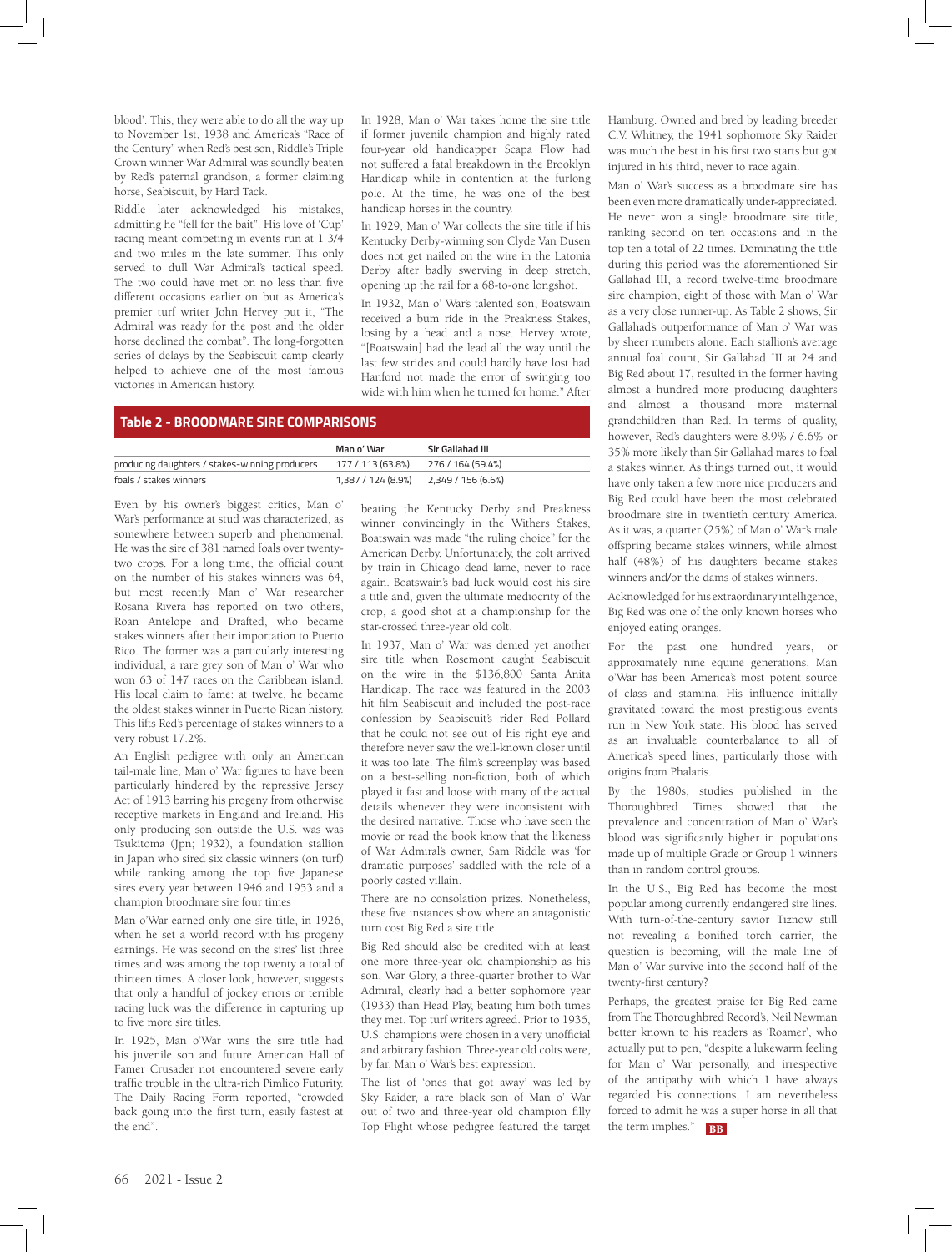blood'. This, they were able to do all the way up to November 1st, 1938 and America's "Race of the Century" when Red's best son, Riddle's Triple Crown winner War Admiral was soundly beaten by Red's paternal grandson, a former claiming horse, Seabiscuit, by Hard Tack.

Riddle later acknowledged his mistakes, admitting he "fell for the bait". His love of 'Cup' racing meant competing in events run at 1 3/4 and two miles in the late summer. This only served to dull War Admiral's tactical speed. The two could have met on no less than five different occasions earlier on but as America's premier turf writer John Hervey put it, "The Admiral was ready for the post and the older horse declined the combat". The long-forgotten series of delays by the Seabiscuit camp clearly helped to achieve one of the most famous victories in American history.

In 1928, Man o' War takes home the sire title if former juvenile champion and highly rated four-year old handicapper Scapa Flow had not suffered a fatal breakdown in the Brooklyn Handicap while in contention at the furlong pole. At the time, he was one of the best handicap horses in the country.

In 1929, Man o' War collects the sire title if his Kentucky Derby-winning son Clyde Van Dusen does not get nailed on the wire in the Latonia Derby after badly swerving in deep stretch, opening up the rail for a 68-to-one longshot.

In 1932, Man o' War's talented son, Boatswain received a bum ride in the Preakness Stakes, losing by a head and a nose. Hervey wrote, "[Boatswain] had the lead all the way until the last few strides and could hardly have lost had Hanford not made the error of swinging too wide with him when he turned for home." After beating the Kentucky Derby and Preakness winner convincingly in the Withers Stakes, Boatswain was made "the ruling choice" for the American Derby. Unfortunately, the colt arrived by train in Chicago dead lame, never to race again. Boatswain's bad luck would cost his sire a title and, given the ultimate mediocrity of the crop, a good shot at a championship for the star-crossed three-year old colt.

In 1937, Man o' War was denied yet another sire title when Rosemont caught Seabiscuit on the wire in the $136,800 Santa Anita Handicap. The race was featured in the 2003 hit film Seabiscuit and included the post-race confession by Seabiscuit's rider Red Pollard that he could not see out of his right eye and therefore never saw the well-known closer until it was too late. The film's screenplay was based on a best-selling non-fiction, both of which played it fast and loose with many of the actual details whenever they were inconsistent with the desired narrative. Those who have seen the movie or read the book know that the likeness of War Admiral's owner, Sam Riddle was 'for dramatic purposes' saddled with the role of a poorly casted villain.

There are no consolation prizes. Nonetheless, these five instances show where an antagonistic turn cost Big Red a sire title.

Big Red should also be credited with at least one more three-year old championship as his son, War Glory, a three-quarter brother to War Admiral, clearly had a better sophomore year (1933) than Head Play, beating him both times they met. Top turf writers agreed. Prior to 1936, U.S. champions were chosen in a very unofficial and arbitrary fashion. Three-year old colts were, by far, Man o' War's best expression.

The list of 'ones that got away' was led by Sky Raider, a rare black son of Man o' War out of two and three-year old champion filly Top Flight whose pedigree featured the target Hamburg. Owned and bred by leading breeder C.V. Whitney, the 1941 sophomore Sky Raider was much the best in his first two starts but got injured in his third, never to race again.

Man o' War's success as a broodmare sire has been even more dramatically under-appreciated. He never won a single broodmare sire title, ranking second on ten occasions and in the top ten a total of 22 times. Dominating the title during this period was the aforementioned Sir Gallahad III, a record twelve-time broodmare sire champion, eight of those with Man o' War as a very close runner-up. As Table 2 shows, Sir Gallahad's outperformance of Man o' War was by sheer numbers alone. Each stallion's average annual foal count, Sir Gallahad III at 24 and Big Red about 17, resulted in the former having almost a hundred more producing daughters and almost a thousand more maternal grandchildren than Red. In terms of quality, however, Red's daughters were 8.9% / 6.6% or 35% more likely than Sir Gallahad mares to foal a stakes winner. As things turned out, it would have only taken a few more nice producers and Big Red could have been the most celebrated broodmare sire in twentieth century America. As it was, a quarter (25%) of Man o' War's male offspring became stakes winners, while almost half (48%) of his daughters became stakes winners and/or the dams of stakes winners.

Acknowledged for his extraordinary intelligence, Big Red was one of the only known horses who enjoyed eating oranges.

For the past one hundred years, or approximately nine equine generations, Man o'War has been America's most potent source of class and stamina. His influence initially gravitated toward the most prestigious events run in New York state. His blood has served as an invaluable counterbalance to all of America's speed lines, particularly those with origins from Phalaris.

By the 1980s, studies published in the Thoroughbred Times showed that the prevalence and concentration of Man o' War's blood was significantly higher in populations made up of multiple Grade or Group 1 winners than in random control groups.

In the U.S., Big Red has become the most popular among currently endangered sire lines. With turn-of-the-century savior Tiznow still not revealing a bonified torch carrier, the question is becoming, will the male line of Man o' War survive into the second half of the twenty-first century?

Perhaps, the greatest praise for Big Red came from The Thoroughbred Record's, Neil Newman better known to his readers as 'Roamer', who actually put to pen, "despite a lukewarm feeling for Man o' War personally, and irrespective of the antipathy with which I have always regarded his connections, I am nevertheless forced to admit he was a super horse in all that the term implies." **BB**

**Table 2 - BROODMARE SIRE COMPARISONS**

| | Man o' War | Sir Gallahad III |
|---|---|---|
| producing daughters / stakes-winning producers | 177 / 113 (63.8%) | 276 / 164 (59.4%) |
| foals / stakes winners | 1,387 / 124 (8.9%) | 2,349 / 156 (6.6%) |

Even by his owner's biggest critics, Man o' War's performance at stud was characterized, as somewhere between superb and phenomenal. He was the sire of 381 named foals over twenty-two crops. For a long time, the official count on the number of his stakes winners was 64, but most recently Man o' War researcher Rosana Rivera has reported on two others, Roan Antelope and Drafted, who became stakes winners after their importation to Puerto Rico. The former was a particularly interesting individual, a rare grey son of Man o' War who won 63 of 147 races on the Caribbean island. His local claim to fame: at twelve, he became the oldest stakes winner in Puerto Rican history. This lifts Red's percentage of stakes winners to a very robust 17.2%.

An English pedigree with only an American tail-male line, Man o' War figures to have been particularly hindered by the repressive Jersey Act of 1913 barring his progeny from otherwise receptive markets in England and Ireland. His only producing son outside the U.S. was was Tsukitoma (Jpn; 1932), a foundation stallion in Japan who sired six classic winners (on turf) while ranking among the top five Japanese sires every year between 1946 and 1953 and a champion broodmare sire four times

Man o'War earned only one sire title, in 1926, when he set a world record with his progeny earnings. He was second on the sires' list three times and was among the top twenty a total of thirteen times. A closer look, however, suggests that only a handful of jockey errors or terrible racing luck was the difference in capturing up to five more sire titles.

In 1925, Man o'War wins the sire title had his juvenile son and future American Hall of Famer Crusader not encountered severe early traffic trouble in the ultra-rich Pimlico Futurity. The Daily Racing Form reported, "crowded back going into the first turn, easily fastest at the end".